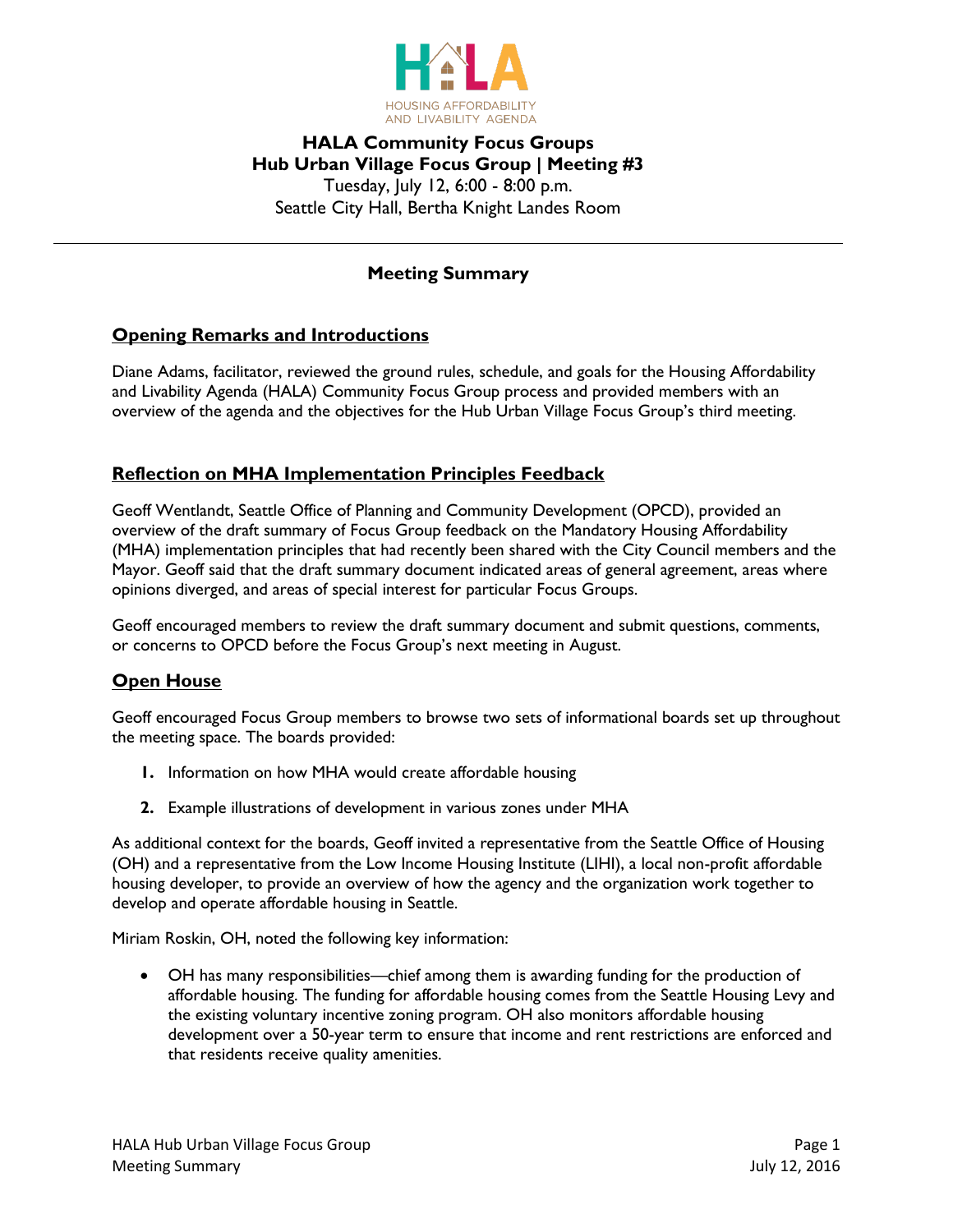HALA

HOUSING AFFORDABILITY AND LIVABILITY AGENDA

# HALA Community Focus Groups
## Hub Urban Village Focus Group | Meeting #3

Tuesday, July 12, 6:00 - 8:00 p.m.
Seattle City Hall, Bertha Knight Landes Room

---

### Meeting Summary

## Opening Remarks and Introductions

Diane Adams, facilitator, reviewed the ground rules, schedule, and goals for the Housing Affordability and Livability Agenda (HALA) Community Focus Group process and provided members with an overview of the agenda and the objectives for the Hub Urban Village Focus Group's third meeting.

## Reflection on MHA Implementation Principles Feedback

Geoff Wentlandt, Seattle Office of Planning and Community Development (OPCD), provided an overview of the draft summary of Focus Group feedback on the Mandatory Housing Affordability (MHA) implementation principles that had recently been shared with the City Council members and the Mayor. Geoff said that the draft summary document indicated areas of general agreement, areas where opinions diverged, and areas of special interest for particular Focus Groups.

Geoff encouraged members to review the draft summary document and submit questions, comments, or concerns to OPCD before the Focus Group's next meeting in August.

## Open House

Geoff encouraged Focus Group members to browse two sets of informational boards set up throughout the meeting space. The boards provided:

1. Information on how MHA would create affordable housing
2. Example illustrations of development in various zones under MHA

As additional context for the boards, Geoff invited a representative from the Seattle Office of Housing (OH) and a representative from the Low Income Housing Institute (LIHI), a local non-profit affordable housing developer, to provide an overview of how the agency and the organization work together to develop and operate affordable housing in Seattle.

Miriam Roskin, OH, noted the following key information:

- OH has many responsibilities—chief among them is awarding funding for the production of affordable housing. The funding for affordable housing comes from the Seattle Housing Levy and the existing voluntary incentive zoning program. OH also monitors affordable housing development over a 50-year term to ensure that income and rent restrictions are enforced and that residents receive quality amenities.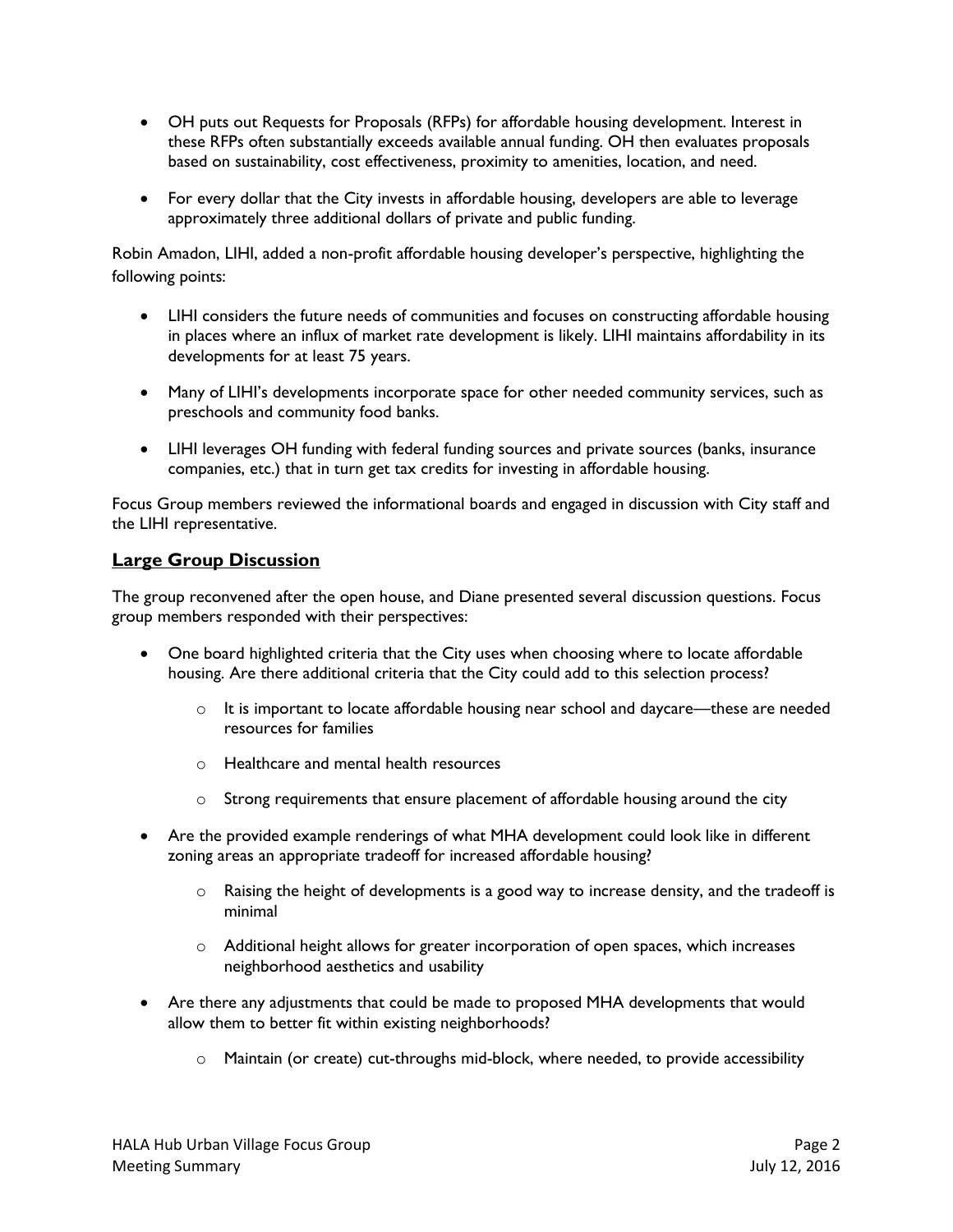- OH puts out Requests for Proposals (RFPs) for affordable housing development. Interest in these RFPs often substantially exceeds available annual funding. OH then evaluates proposals based on sustainability, cost effectiveness, proximity to amenities, location, and need.
- For every dollar that the City invests in affordable housing, developers are able to leverage approximately three additional dollars of private and public funding.

Robin Amadon, LIHI, added a non-profit affordable housing developer's perspective, highlighting the following points:

- LIHI considers the future needs of communities and focuses on constructing affordable housing in places where an influx of market rate development is likely. LIHI maintains affordability in its developments for at least 75 years.
- Many of LIHI's developments incorporate space for other needed community services, such as preschools and community food banks.
- LIHI leverages OH funding with federal funding sources and private sources (banks, insurance companies, etc.) that in turn get tax credits for investing in affordable housing.

Focus Group members reviewed the informational boards and engaged in discussion with City staff and the LIHI representative.

## Large Group Discussion

The group reconvened after the open house, and Diane presented several discussion questions. Focus group members responded with their perspectives:

- One board highlighted criteria that the City uses when choosing where to locate affordable housing. Are there additional criteria that the City could add to this selection process?
  - It is important to locate affordable housing near school and daycare—these are needed resources for families
  - Healthcare and mental health resources
  - Strong requirements that ensure placement of affordable housing around the city
- Are the provided example renderings of what MHA development could look like in different zoning areas an appropriate tradeoff for increased affordable housing?
  - Raising the height of developments is a good way to increase density, and the tradeoff is minimal
  - Additional height allows for greater incorporation of open spaces, which increases neighborhood aesthetics and usability
- Are there any adjustments that could be made to proposed MHA developments that would allow them to better fit within existing neighborhoods?
  - Maintain (or create) cut-throughs mid-block, where needed, to provide accessibility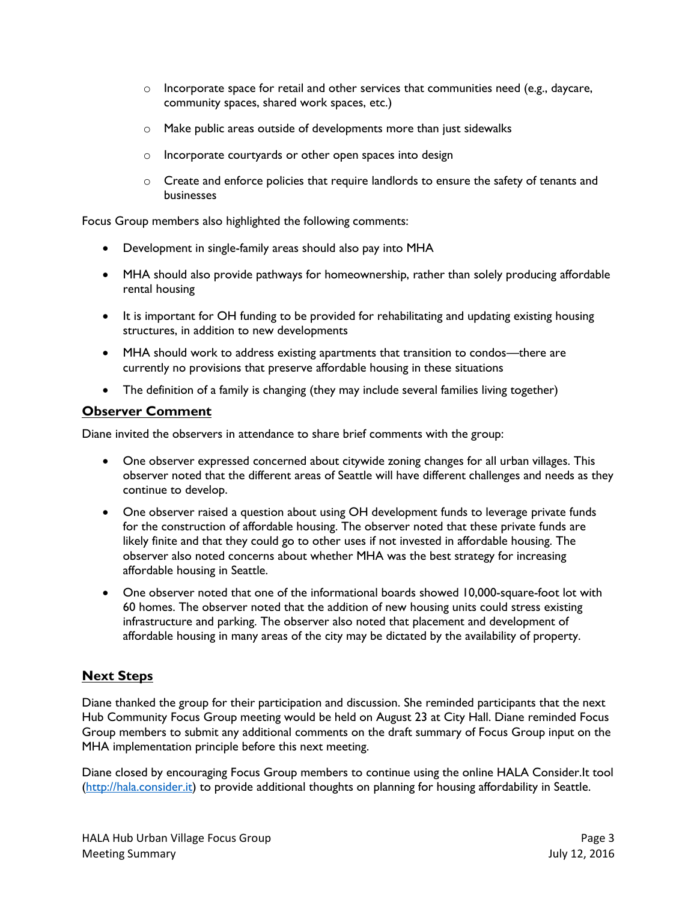- Incorporate space for retail and other services that communities need (e.g., daycare, community spaces, shared work spaces, etc.)
  - Make public areas outside of developments more than just sidewalks
  - Incorporate courtyards or other open spaces into design
  - Create and enforce policies that require landlords to ensure the safety of tenants and businesses

Focus Group members also highlighted the following comments:

- Development in single-family areas should also pay into MHA
- MHA should also provide pathways for homeownership, rather than solely producing affordable rental housing
- It is important for OH funding to be provided for rehabilitating and updating existing housing structures, in addition to new developments
- MHA should work to address existing apartments that transition to condos—there are currently no provisions that preserve affordable housing in these situations
- The definition of a family is changing (they may include several families living together)

## Observer Comment

Diane invited the observers in attendance to share brief comments with the group:

- One observer expressed concerned about citywide zoning changes for all urban villages. This observer noted that the different areas of Seattle will have different challenges and needs as they continue to develop.
- One observer raised a question about using OH development funds to leverage private funds for the construction of affordable housing. The observer noted that these private funds are likely finite and that they could go to other uses if not invested in affordable housing. The observer also noted concerns about whether MHA was the best strategy for increasing affordable housing in Seattle.
- One observer noted that one of the informational boards showed 10,000-square-foot lot with 60 homes. The observer noted that the addition of new housing units could stress existing infrastructure and parking. The observer also noted that placement and development of affordable housing in many areas of the city may be dictated by the availability of property.

## Next Steps

Diane thanked the group for their participation and discussion. She reminded participants that the next Hub Community Focus Group meeting would be held on August 23 at City Hall. Diane reminded Focus Group members to submit any additional comments on the draft summary of Focus Group input on the MHA implementation principle before this next meeting.

Diane closed by encouraging Focus Group members to continue using the online HALA Consider.It tool (http://hala.consider.it) to provide additional thoughts on planning for housing affordability in Seattle.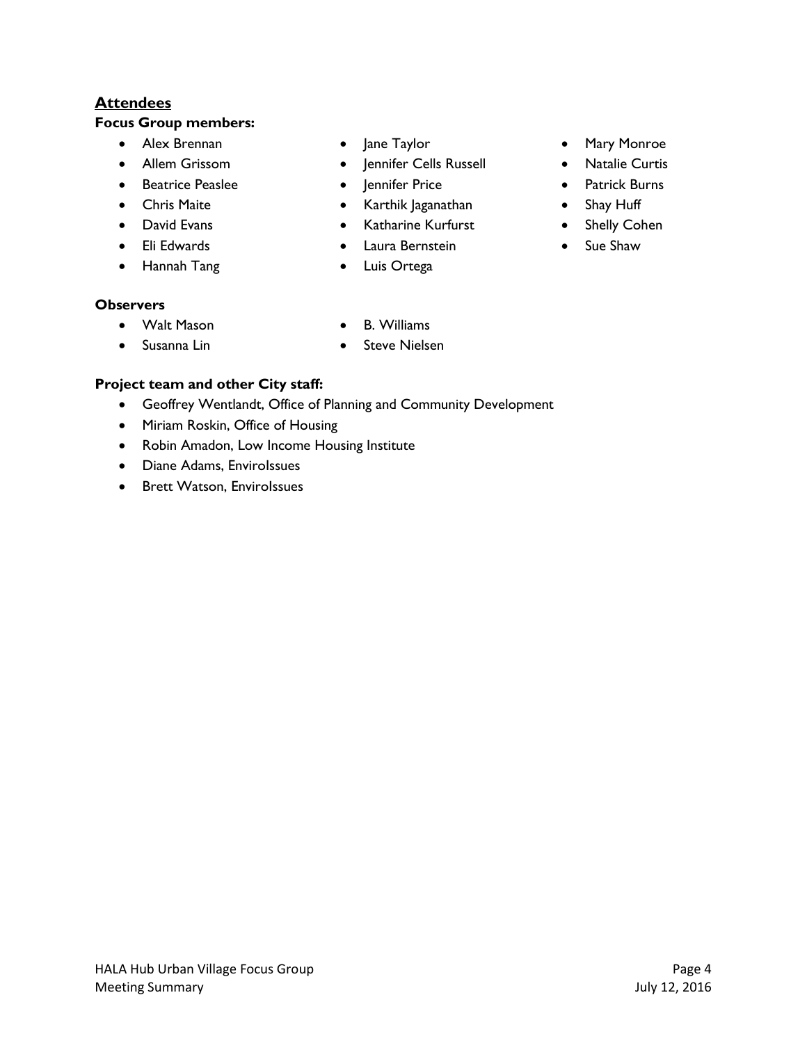## Attendees

**Focus Group members:**

- Alex Brennan
- Allem Grissom
- Beatrice Peaslee
- Chris Maite
- David Evans
- Eli Edwards
- Hannah Tang
- Jane Taylor
- Jennifer Cells Russell
- Jennifer Price
- Karthik Jaganathan
- Katharine Kurfurst
- Laura Bernstein
- Luis Ortega
- Mary Monroe
- Natalie Curtis
- Patrick Burns
- Shay Huff
- Shelly Cohen
- Sue Shaw

**Observers**

- Walt Mason
- Susanna Lin
- B. Williams
- Steve Nielsen

**Project team and other City staff:**

- Geoffrey Wentlandt, Office of Planning and Community Development
- Miriam Roskin, Office of Housing
- Robin Amadon, Low Income Housing Institute
- Diane Adams, EnviroIssues
- Brett Watson, EnviroIssues